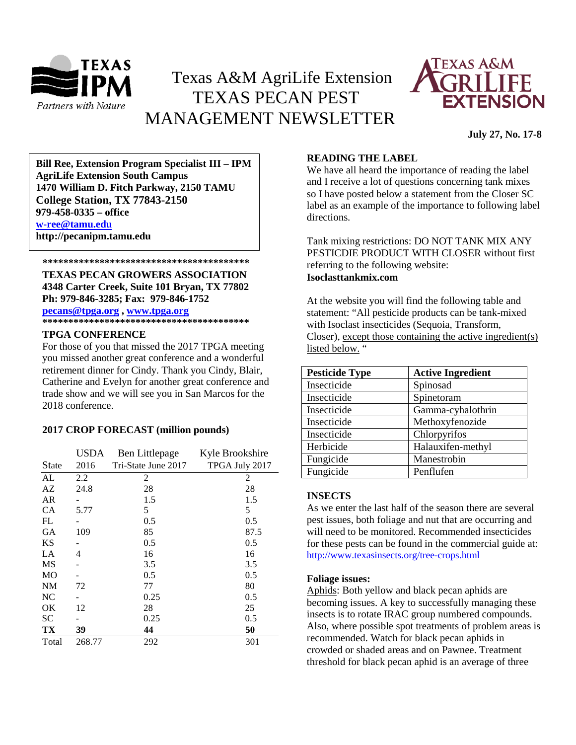# Texas A&M AgriLife Extension
# TEXAS PECAN PEST MANAGEMENT NEWSLETTER

**July 27, No. 17-8**

**Bill Ree, Extension Program Specialist III – IPM**
**AgriLife Extension South Campus**
**1470 William D. Fitch Parkway, 2150 TAMU**
**College Station, TX 77843-2150**
**979-458-0335 – office**
**w-ree@tamu.edu**
**http://pecanipm.tamu.edu**

****************************************
**TEXAS PECAN GROWERS ASSOCIATION**
**4348 Carter Creek, Suite 101 Bryan, TX 77802**
**Ph: 979-846-3285; Fax: 979-846-1752**
**pecans@tpga.org , www.tpga.org**
****************************************

**TPGA CONFERENCE**

For those of you that missed the 2017 TPGA meeting you missed another great conference and a wonderful retirement dinner for Cindy. Thank you Cindy, Blair, Catherine and Evelyn for another great conference and trade show and we will see you in San Marcos for the 2018 conference.

**2017 CROP FORECAST (million pounds)**

| State | USDA 2016 | Ben Littlepage Tri-State June 2017 | Kyle Brookshire TPGA July 2017 |
|---|---|---|---|
| AL | 2.2 | 2 | 2 |
| AZ | 24.8 | 28 | 28 |
| AR | - | 1.5 | 1.5 |
| CA | 5.77 | 5 | 5 |
| FL | - | 0.5 | 0.5 |
| GA | 109 | 85 | 87.5 |
| KS | - | 0.5 | 0.5 |
| LA | 4 | 16 | 16 |
| MS | - | 3.5 | 3.5 |
| MO | - | 0.5 | 0.5 |
| NM | 72 | 77 | 80 |
| NC | - | 0.25 | 0.5 |
| OK | 12 | 28 | 25 |
| SC | - | 0.25 | 0.5 |
| **TX** | **39** | **44** | **50** |
| Total | 268.77 | 292 | 301 |

**READING THE LABEL**

We have all heard the importance of reading the label and I receive a lot of questions concerning tank mixes so I have posted below a statement from the Closer SC label as an example of the importance to following label directions.

Tank mixing restrictions: DO NOT TANK MIX ANY PESTICDIE PRODUCT WITH CLOSER without first referring to the following website: **Isoclasttankmix.com**

At the website you will find the following table and statement: "All pesticide products can be tank-mixed with Isoclast insecticides (Sequoia, Transform, Closer), except those containing the active ingredient(s) listed below. "

| **Pesticide Type** | **Active Ingredient** |
|---|---|
| Insecticide | Spinosad |
| Insecticide | Spinetoram |
| Insecticide | Gamma-cyhalothrin |
| Insecticide | Methoxyfenozide |
| Insecticide | Chlorpyrifos |
| Herbicide | Halauxifen-methyl |
| Fungicide | Manestrobin |
| Fungicide | Penflufen |

**INSECTS**

As we enter the last half of the season there are several pest issues, both foliage and nut that are occurring and will need to be monitored. Recommended insecticides for these pests can be found in the commercial guide at: http://www.texasinsects.org/tree-crops.html

**Foliage issues:**

Aphids: Both yellow and black pecan aphids are becoming issues. A key to successfully managing these insects is to rotate IRAC group numbered compounds. Also, where possible spot treatments of problem areas is recommended. Watch for black pecan aphids in crowded or shaded areas and on Pawnee. Treatment threshold for black pecan aphid is an average of three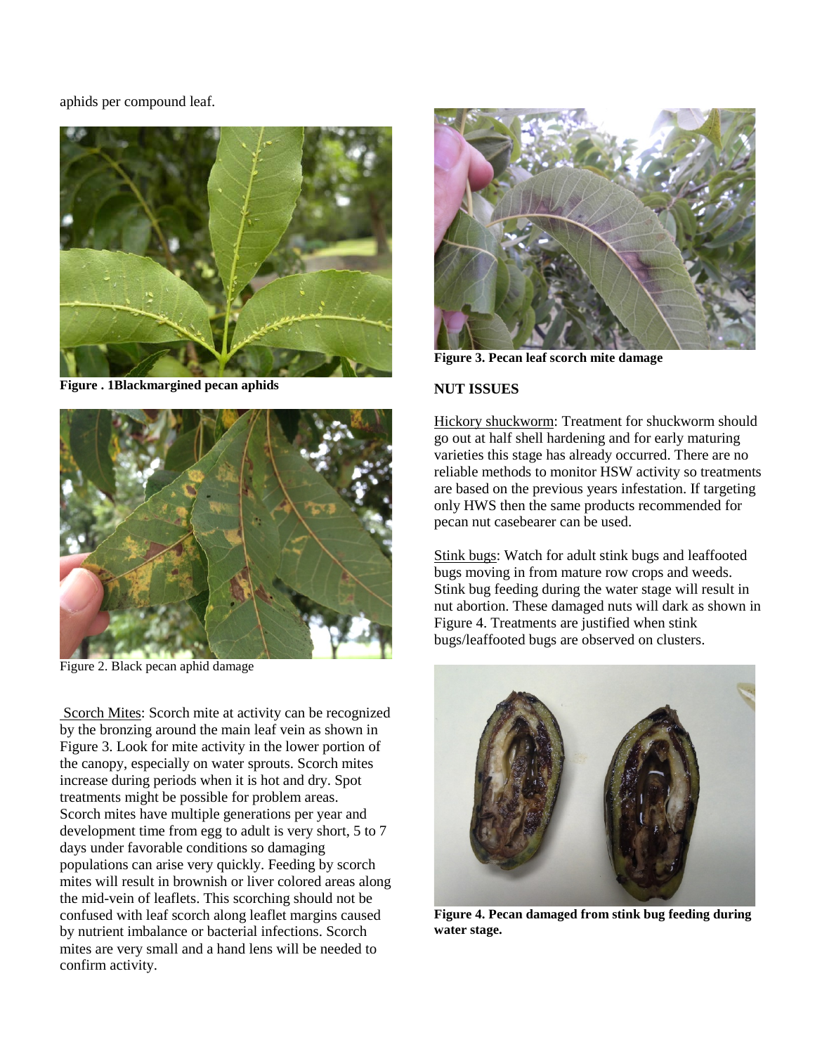aphids per compound leaf.

**Figure . 1Blackmargined pecan aphids**

Figure 2. Black pecan aphid damage

Scorch Mites: Scorch mite at activity can be recognized by the bronzing around the main leaf vein as shown in Figure 3. Look for mite activity in the lower portion of the canopy, especially on water sprouts. Scorch mites increase during periods when it is hot and dry. Spot treatments might be possible for problem areas. Scorch mites have multiple generations per year and development time from egg to adult is very short, 5 to 7 days under favorable conditions so damaging populations can arise very quickly. Feeding by scorch mites will result in brownish or liver colored areas along the mid-vein of leaflets. This scorching should not be confused with leaf scorch along leaflet margins caused by nutrient imbalance or bacterial infections. Scorch mites are very small and a hand lens will be needed to confirm activity.

**Figure 3. Pecan leaf scorch mite damage**

## NUT ISSUES

Hickory shuckworm: Treatment for shuckworm should go out at half shell hardening and for early maturing varieties this stage has already occurred. There are no reliable methods to monitor HSW activity so treatments are based on the previous years infestation. If targeting only HWS then the same products recommended for pecan nut casebearer can be used.

Stink bugs: Watch for adult stink bugs and leaffooted bugs moving in from mature row crops and weeds. Stink bug feeding during the water stage will result in nut abortion. These damaged nuts will dark as shown in Figure 4. Treatments are justified when stink bugs/leaffooted bugs are observed on clusters.

**Figure 4. Pecan damaged from stink bug feeding during water stage.**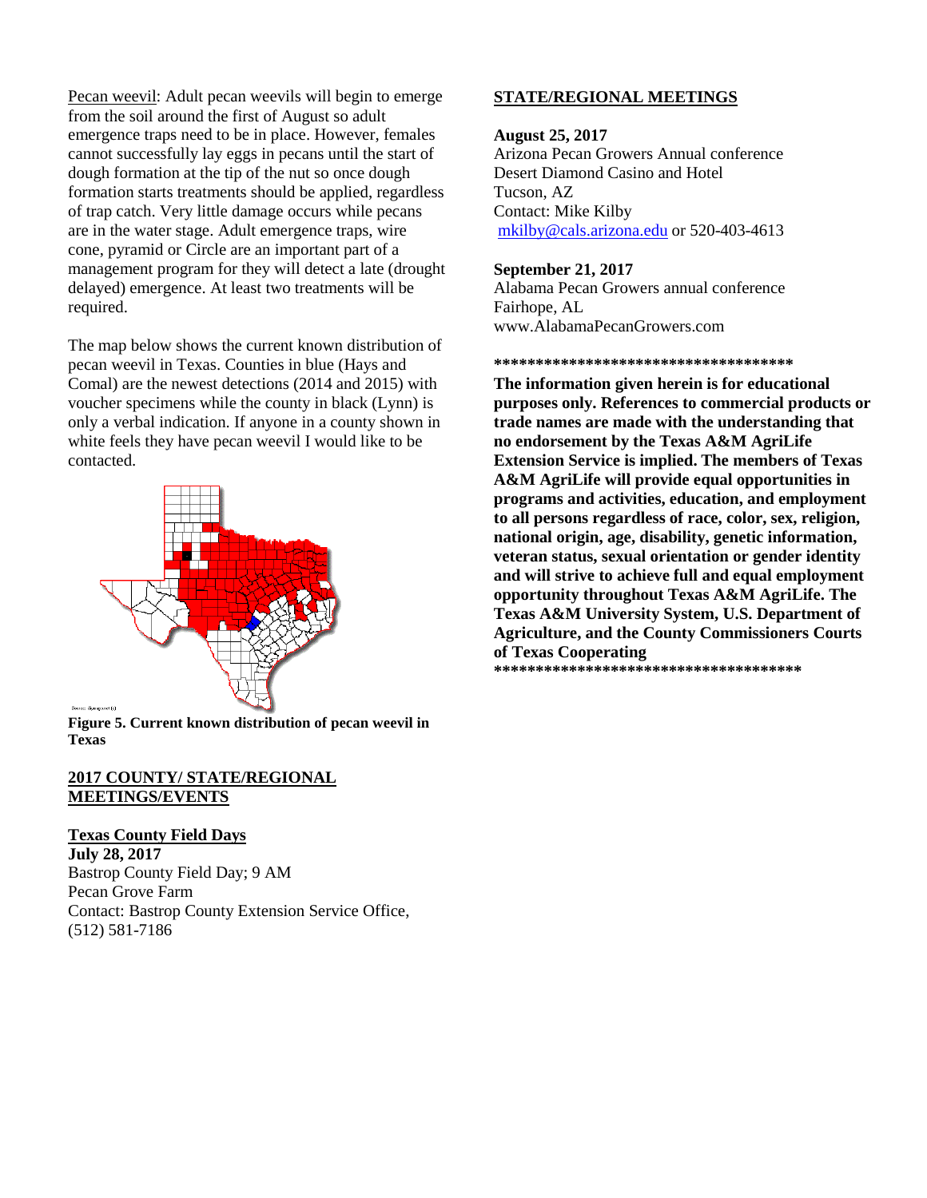Pecan weevil: Adult pecan weevils will begin to emerge from the soil around the first of August so adult emergence traps need to be in place. However, females cannot successfully lay eggs in pecans until the start of dough formation at the tip of the nut so once dough formation starts treatments should be applied, regardless of trap catch. Very little damage occurs while pecans are in the water stage. Adult emergence traps, wire cone, pyramid or Circle are an important part of a management program for they will detect a late (drought delayed) emergence. At least two treatments will be required.

The map below shows the current known distribution of pecan weevil in Texas. Counties in blue (Hays and Comal) are the newest detections (2014 and 2015) with voucher specimens while the county in black (Lynn) is only a verbal indication. If anyone in a county shown in white feels they have pecan weevil I would like to be contacted.

**Figure 5. Current known distribution of pecan weevil in Texas**

## 2017 COUNTY/ STATE/REGIONAL MEETINGS/EVENTS

### Texas County Field Days

**July 28, 2017**
Bastrop County Field Day; 9 AM
Pecan Grove Farm
Contact: Bastrop County Extension Service Office, (512) 581-7186

## STATE/REGIONAL MEETINGS

**August 25, 2017**
Arizona Pecan Growers Annual conference
Desert Diamond Casino and Hotel
Tucson, AZ
Contact: Mike Kilby
mkilby@cals.arizona.edu or 520-403-4613

**September 21, 2017**
Alabama Pecan Growers annual conference
Fairhope, AL
www.AlabamaPecanGrowers.com

**************************************

**The information given herein is for educational purposes only. References to commercial products or trade names are made with the understanding that no endorsement by the Texas A&M AgriLife Extension Service is implied. The members of Texas A&M AgriLife will provide equal opportunities in programs and activities, education, and employment to all persons regardless of race, color, sex, religion, national origin, age, disability, genetic information, veteran status, sexual orientation or gender identity and will strive to achieve full and equal employment opportunity throughout Texas A&M AgriLife. The Texas A&M University System, U.S. Department of Agriculture, and the County Commissioners Courts of Texas Cooperating**

**************************************